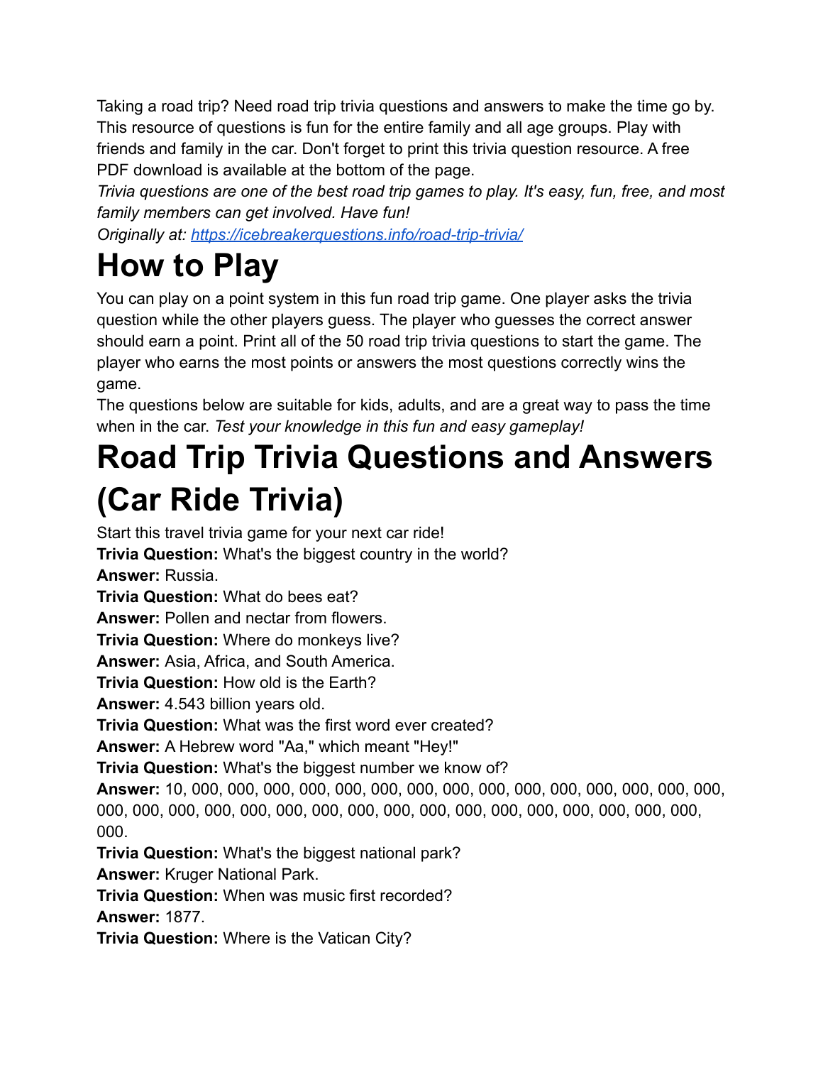Taking a road trip? Need road trip trivia questions and answers to make the time go by. This resource of questions is fun for the entire family and all age groups. Play with friends and family in the car. Don't forget to print this trivia question resource. A free PDF download is available at the bottom of the page.

*Trivia questions are one of the best road trip games to play. It's easy, fun, free, and most family members can get involved. Have fun!*

*Originally at: [https://icebreakerquestions.info/road-trip-trivia/](https://icebreakerquestions.info/road-trip-trivia/)*

# How to Play

You can play on a point system in this fun road trip game. One player asks the trivia question while the other players guess. The player who guesses the correct answer should earn a point. Print all of the 50 road trip trivia questions to start the game. The player who earns the most points or answers the most questions correctly wins the game.

The questions below are suitable for kids, adults, and are a great way to pass the time when in the car. *Test your knowledge in this fun and easy gameplay!*

# Road Trip Trivia Questions and Answers (Car Ride Trivia)

Start this travel trivia game for your next car ride!

**Trivia Question:** What's the biggest country in the world?

**Answer:** Russia.

**Trivia Question:** What do bees eat?

**Answer:** Pollen and nectar from flowers.

**Trivia Question:** Where do monkeys live?

**Answer:** Asia, Africa, and South America.

**Trivia Question:** How old is the Earth?

**Answer:** 4.543 billion years old.

**Trivia Question:** What was the first word ever created?

**Answer:** A Hebrew word "Aa," which meant "Hey!"

**Trivia Question:** What's the biggest number we know of?

**Answer:** 10, 000, 000, 000, 000, 000, 000, 000, 000, 000, 000, 000, 000, 000, 000, 000, 000, 000, 000, 000, 000, 000, 000, 000, 000, 000, 000, 000, 000, 000, 000, 000, 000, 000.

**Trivia Question:** What's the biggest national park?

**Answer:** Kruger National Park.

**Trivia Question:** When was music first recorded?

**Answer:** 1877.

**Trivia Question:** Where is the Vatican City?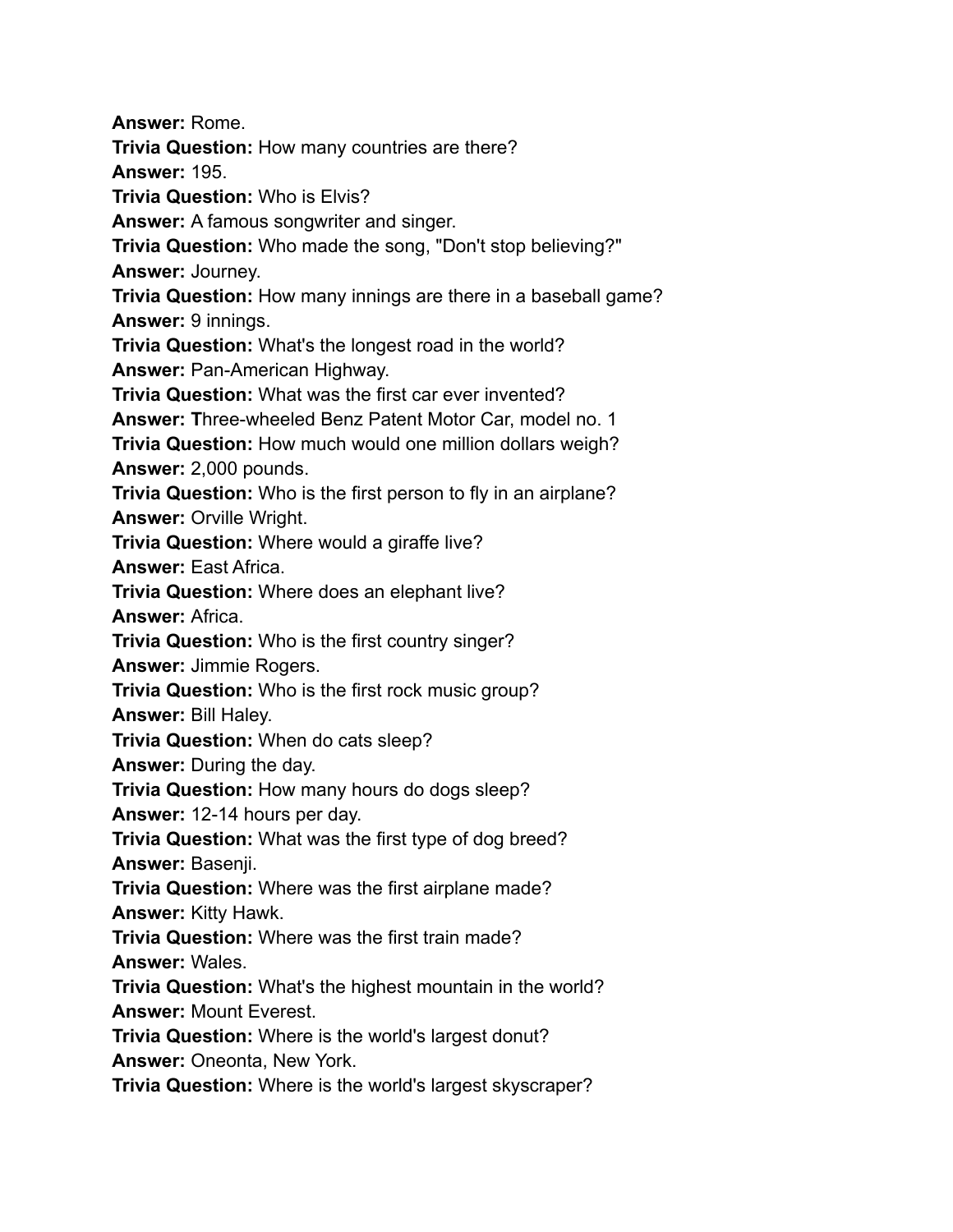**Answer:** Rome.

**Trivia Question:** How many countries are there?

**Answer:** 195.

**Trivia Question:** Who is Elvis?

**Answer:** A famous songwriter and singer.

**Trivia Question:** Who made the song, "Don't stop believing?"

**Answer:** Journey.

**Trivia Question:** How many innings are there in a baseball game?

**Answer:** 9 innings.

**Trivia Question:** What's the longest road in the world?

**Answer:** Pan-American Highway.

**Trivia Question:** What was the first car ever invented?

**Answer: T**hree-wheeled Benz Patent Motor Car, model no. 1

**Trivia Question:** How much would one million dollars weigh?

**Answer:** 2,000 pounds.

**Trivia Question:** Who is the first person to fly in an airplane?

**Answer:** Orville Wright.

**Trivia Question:** Where would a giraffe live?

**Answer:** East Africa.

**Trivia Question:** Where does an elephant live?

**Answer:** Africa.

**Trivia Question:** Who is the first country singer?

**Answer:** Jimmie Rogers.

**Trivia Question:** Who is the first rock music group?

**Answer:** Bill Haley.

**Trivia Question:** When do cats sleep?

**Answer:** During the day.

**Trivia Question:** How many hours do dogs sleep?

**Answer:** 12-14 hours per day.

**Trivia Question:** What was the first type of dog breed?

**Answer:** Basenji.

**Trivia Question:** Where was the first airplane made?

**Answer:** Kitty Hawk.

**Trivia Question:** Where was the first train made?

**Answer:** Wales.

**Trivia Question:** What's the highest mountain in the world?

**Answer:** Mount Everest.

**Trivia Question:** Where is the world's largest donut?

**Answer:** Oneonta, New York.

**Trivia Question:** Where is the world's largest skyscraper?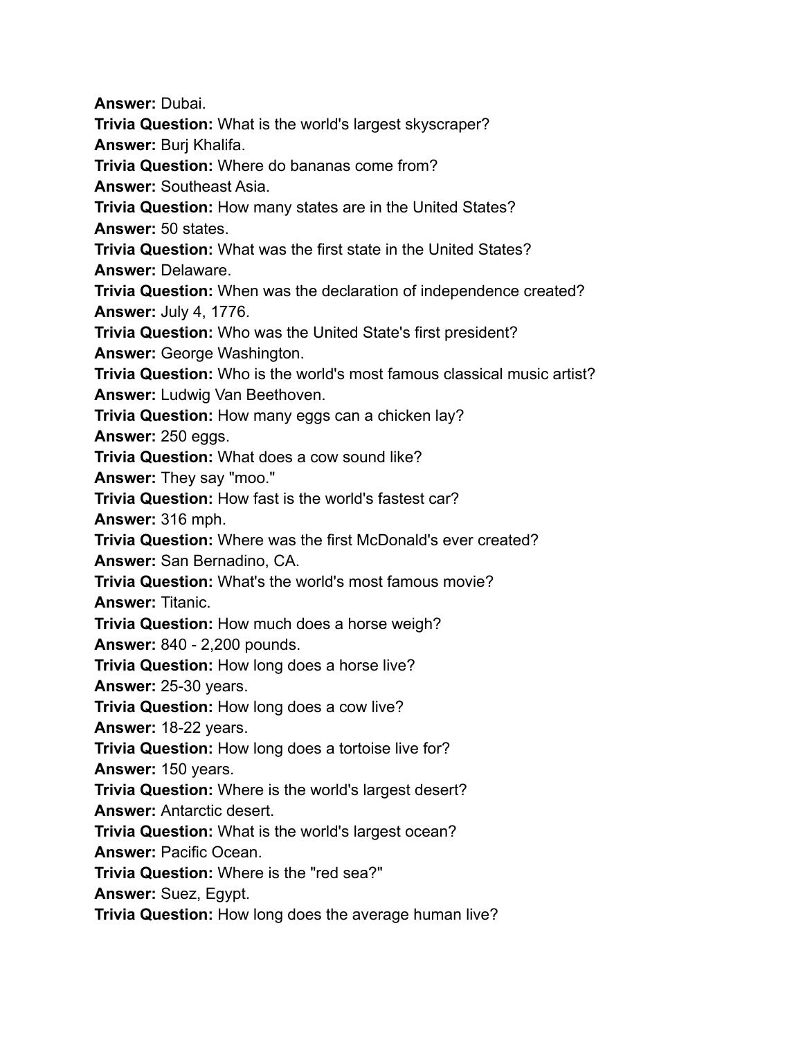**Answer:** Dubai.

**Trivia Question:** What is the world's largest skyscraper?

**Answer:** Burj Khalifa.

**Trivia Question:** Where do bananas come from?

**Answer:** Southeast Asia.

**Trivia Question:** How many states are in the United States?

**Answer:** 50 states.

**Trivia Question:** What was the first state in the United States?

**Answer:** Delaware.

**Trivia Question:** When was the declaration of independence created?

**Answer:** July 4, 1776.

**Trivia Question:** Who was the United State's first president?

**Answer:** George Washington.

**Trivia Question:** Who is the world's most famous classical music artist?

**Answer:** Ludwig Van Beethoven.

**Trivia Question:** How many eggs can a chicken lay?

**Answer:** 250 eggs.

**Trivia Question:** What does a cow sound like?

**Answer:** They say "moo."

**Trivia Question:** How fast is the world's fastest car?

**Answer:** 316 mph.

**Trivia Question:** Where was the first McDonald's ever created?

**Answer:** San Bernadino, CA.

**Trivia Question:** What's the world's most famous movie?

**Answer:** Titanic.

**Trivia Question:** How much does a horse weigh?

**Answer:** 840 - 2,200 pounds.

**Trivia Question:** How long does a horse live?

**Answer:** 25-30 years.

**Trivia Question:** How long does a cow live?

**Answer:** 18-22 years.

**Trivia Question:** How long does a tortoise live for?

**Answer:** 150 years.

**Trivia Question:** Where is the world's largest desert?

**Answer:** Antarctic desert.

**Trivia Question:** What is the world's largest ocean?

**Answer:** Pacific Ocean.

**Trivia Question:** Where is the "red sea?"

**Answer:** Suez, Egypt.

**Trivia Question:** How long does the average human live?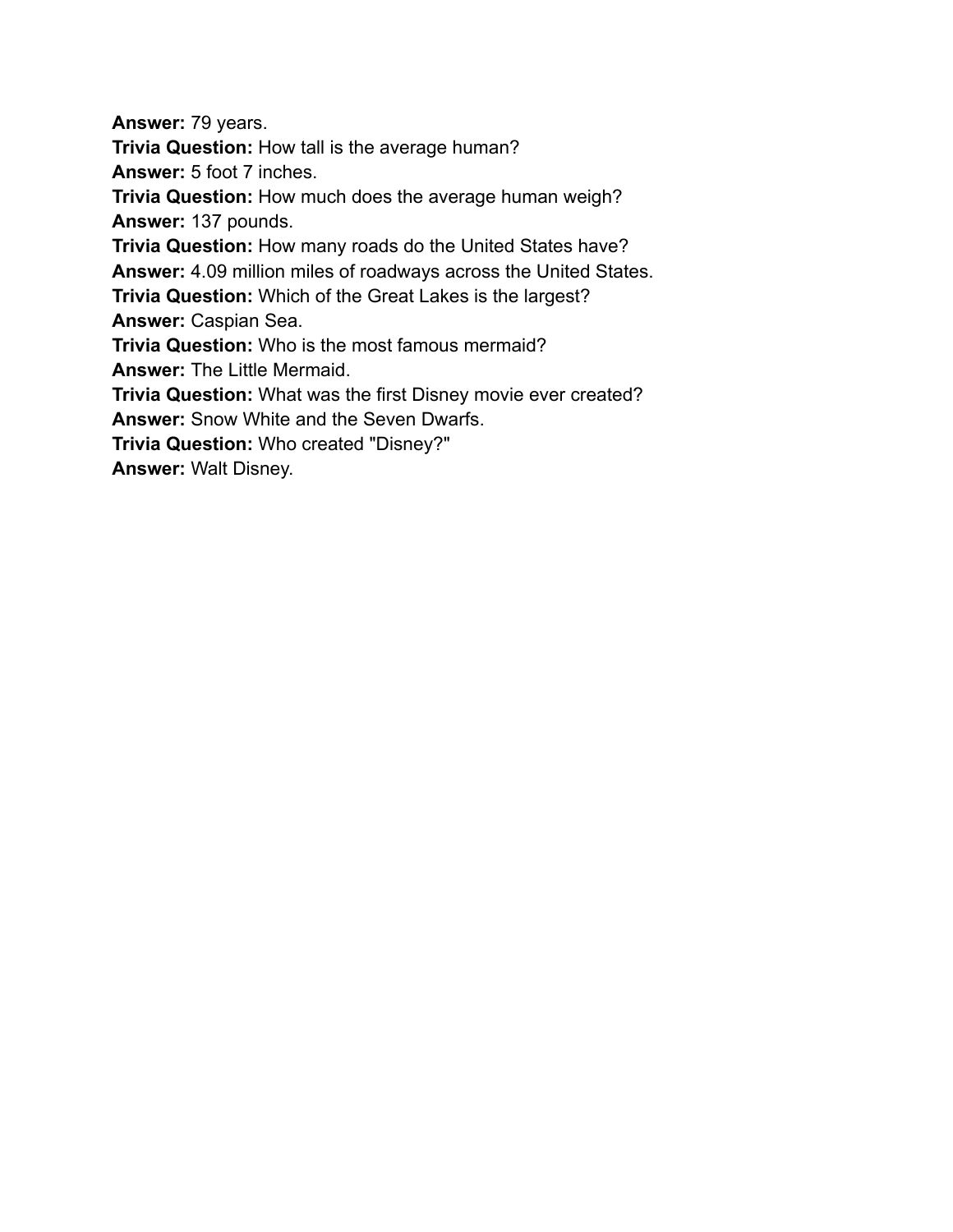**Answer:** 79 years.
**Trivia Question:** How tall is the average human?
**Answer:** 5 foot 7 inches.
**Trivia Question:** How much does the average human weigh?
**Answer:** 137 pounds.
**Trivia Question:** How many roads do the United States have?
**Answer:** 4.09 million miles of roadways across the United States.
**Trivia Question:** Which of the Great Lakes is the largest?
**Answer:** Caspian Sea.
**Trivia Question:** Who is the most famous mermaid?
**Answer:** The Little Mermaid.
**Trivia Question:** What was the first Disney movie ever created?
**Answer:** Snow White and the Seven Dwarfs.
**Trivia Question:** Who created "Disney?"
**Answer:** Walt Disney.